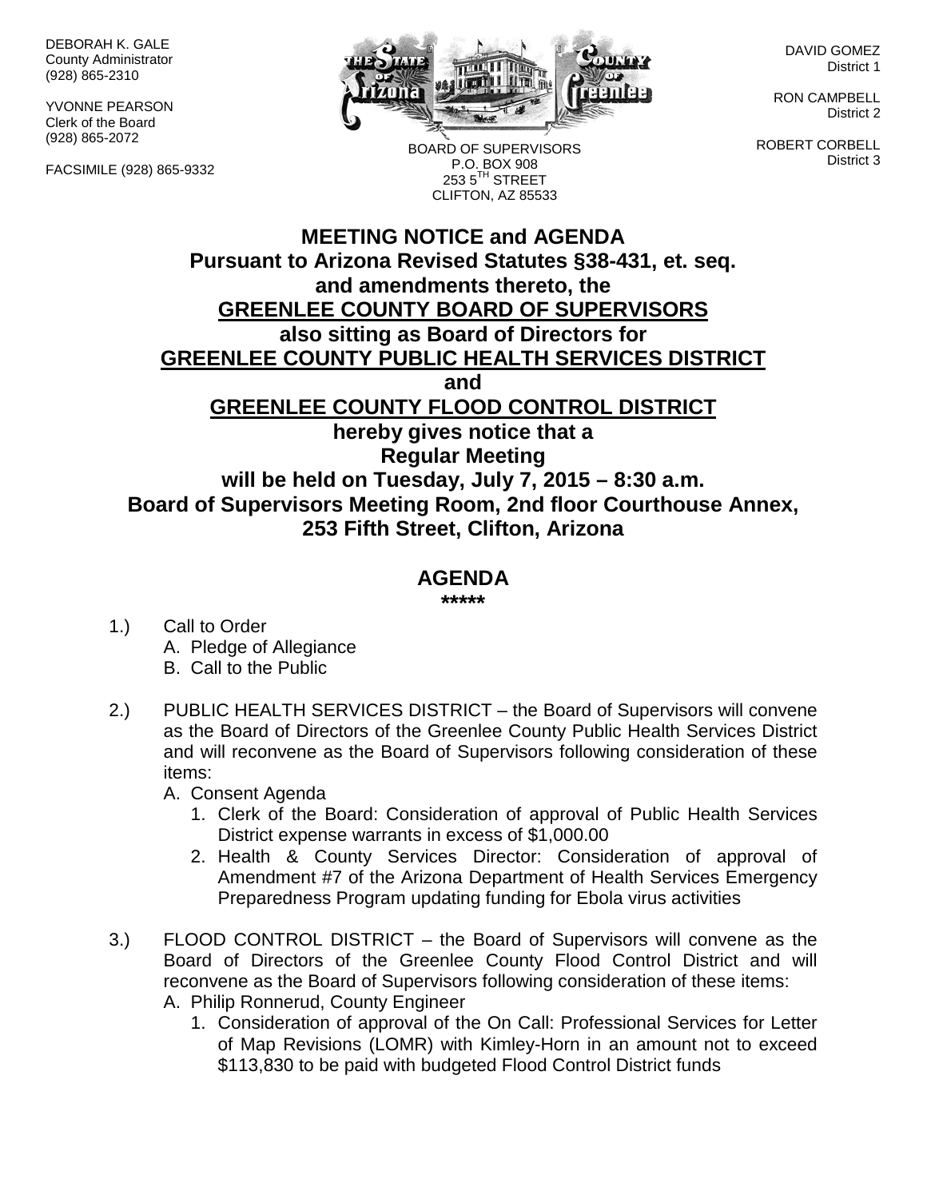DEBORAH K. GALE
County Administrator
(928) 865-2310

YVONNE PEARSON
Clerk of the Board
(928) 865-2072

FACSIMILE (928) 865-9332

BOARD OF SUPERVISORS
P.O. BOX 908
253 5TH STREET
CLIFTON, AZ 85533

DAVID GOMEZ
District 1

RON CAMPBELL
District 2

ROBERT CORBELL
District 3

# MEETING NOTICE and AGENDA
## Pursuant to Arizona Revised Statutes §38-431, et. seq. and amendments thereto, the GREENLEE COUNTY BOARD OF SUPERVISORS also sitting as Board of Directors for GREENLEE COUNTY PUBLIC HEALTH SERVICES DISTRICT and GREENLEE COUNTY FLOOD CONTROL DISTRICT hereby gives notice that a Regular Meeting will be held on Tuesday, July 7, 2015 – 8:30 a.m. Board of Supervisors Meeting Room, 2nd floor Courthouse Annex, 253 Fifth Street, Clifton, Arizona

## AGENDA
*****

1.) Call to Order
   A. Pledge of Allegiance
   B. Call to the Public

2.) PUBLIC HEALTH SERVICES DISTRICT – the Board of Supervisors will convene as the Board of Directors of the Greenlee County Public Health Services District and will reconvene as the Board of Supervisors following consideration of these items:
   A. Consent Agenda
      1. Clerk of the Board: Consideration of approval of Public Health Services District expense warrants in excess of $1,000.00
      2. Health & County Services Director: Consideration of approval of Amendment #7 of the Arizona Department of Health Services Emergency Preparedness Program updating funding for Ebola virus activities

3.) FLOOD CONTROL DISTRICT – the Board of Supervisors will convene as the Board of Directors of the Greenlee County Flood Control District and will reconvene as the Board of Supervisors following consideration of these items:
   A. Philip Ronnerud, County Engineer
      1. Consideration of approval of the On Call: Professional Services for Letter of Map Revisions (LOMR) with Kimley-Horn in an amount not to exceed $113,830 to be paid with budgeted Flood Control District funds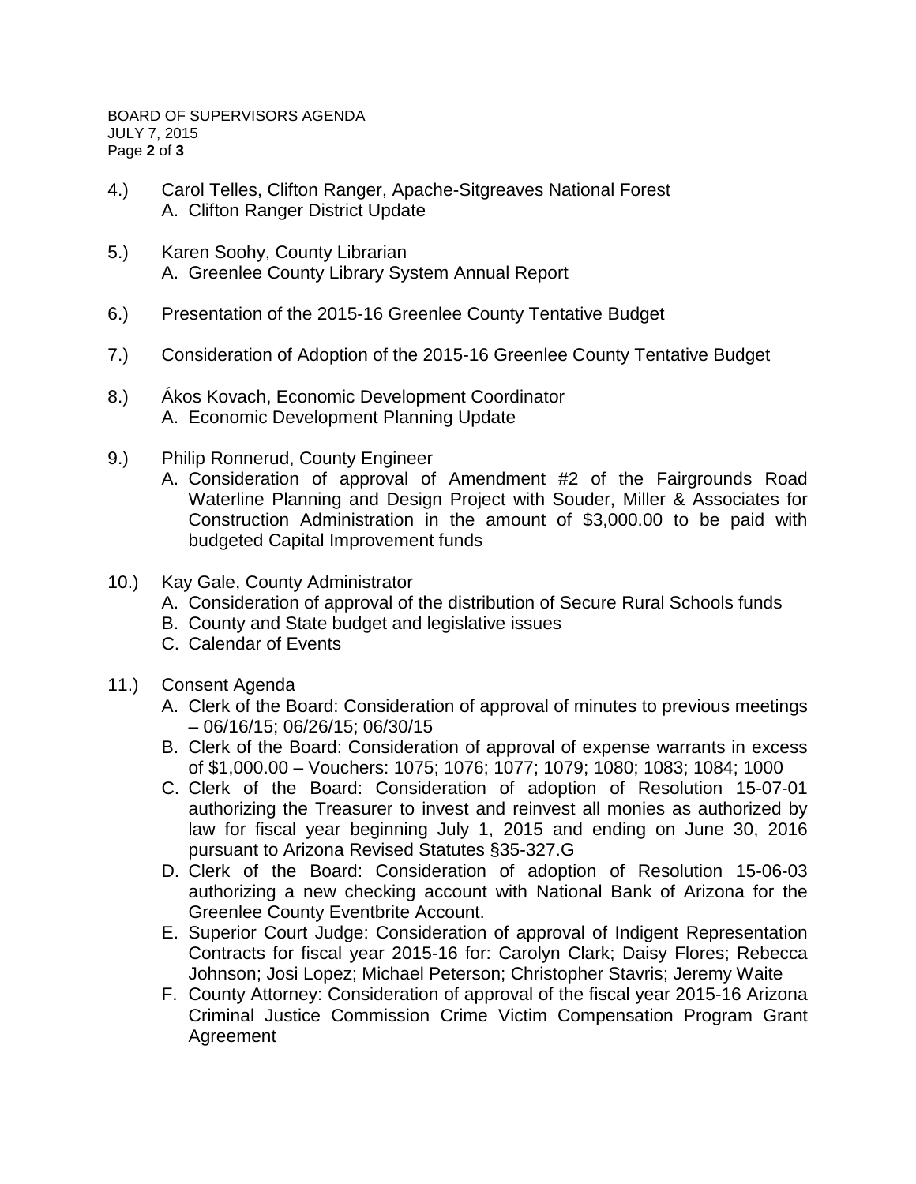4.) Carol Telles, Clifton Ranger, Apache-Sitgreaves National Forest
   A. Clifton Ranger District Update

5.) Karen Soohy, County Librarian
   A. Greenlee County Library System Annual Report

6.) Presentation of the 2015-16 Greenlee County Tentative Budget

7.) Consideration of Adoption of the 2015-16 Greenlee County Tentative Budget

8.) Ákos Kovach, Economic Development Coordinator
   A. Economic Development Planning Update

9.) Philip Ronnerud, County Engineer
   A. Consideration of approval of Amendment #2 of the Fairgrounds Road Waterline Planning and Design Project with Souder, Miller & Associates for Construction Administration in the amount of $3,000.00 to be paid with budgeted Capital Improvement funds

10.) Kay Gale, County Administrator
   A. Consideration of approval of the distribution of Secure Rural Schools funds
   B. County and State budget and legislative issues
   C. Calendar of Events

11.) Consent Agenda
   A. Clerk of the Board: Consideration of approval of minutes to previous meetings – 06/16/15; 06/26/15; 06/30/15
   B. Clerk of the Board: Consideration of approval of expense warrants in excess of $1,000.00 – Vouchers: 1075; 1076; 1077; 1079; 1080; 1083; 1084; 1000
   C. Clerk of the Board: Consideration of adoption of Resolution 15-07-01 authorizing the Treasurer to invest and reinvest all monies as authorized by law for fiscal year beginning July 1, 2015 and ending on June 30, 2016 pursuant to Arizona Revised Statutes §35-327.G
   D. Clerk of the Board: Consideration of adoption of Resolution 15-06-03 authorizing a new checking account with National Bank of Arizona for the Greenlee County Eventbrite Account.
   E. Superior Court Judge: Consideration of approval of Indigent Representation Contracts for fiscal year 2015-16 for: Carolyn Clark; Daisy Flores; Rebecca Johnson; Josi Lopez; Michael Peterson; Christopher Stavris; Jeremy Waite
   F. County Attorney: Consideration of approval of the fiscal year 2015-16 Arizona Criminal Justice Commission Crime Victim Compensation Program Grant Agreement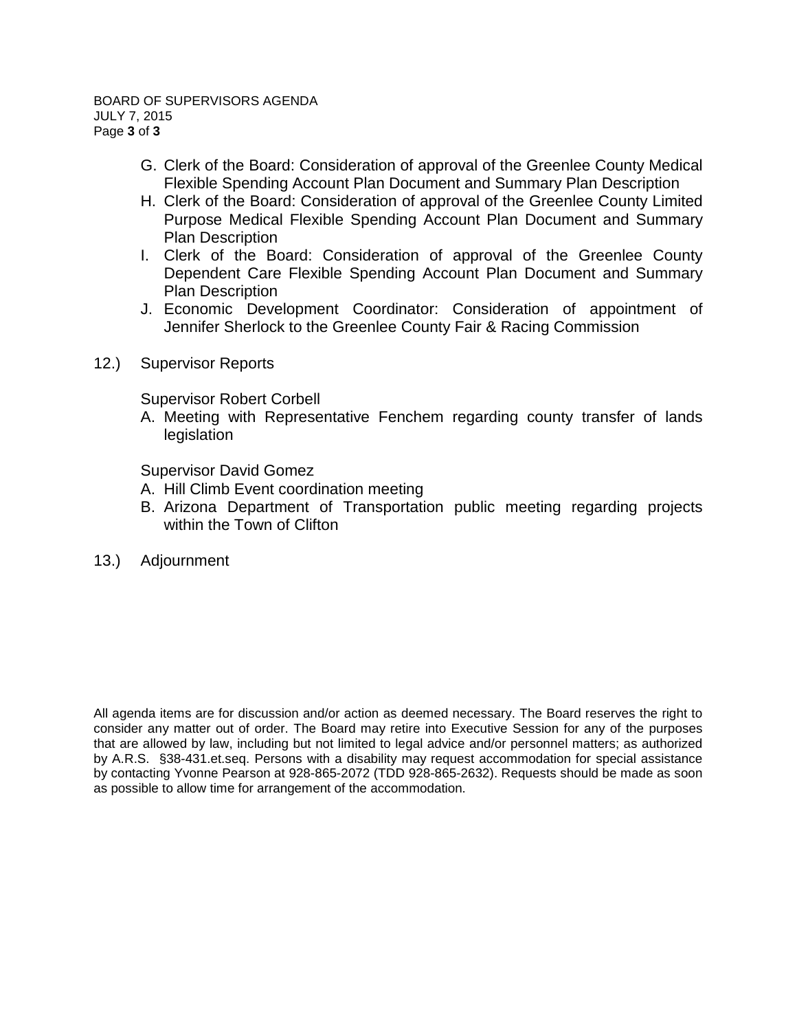G. Clerk of the Board: Consideration of approval of the Greenlee County Medical Flexible Spending Account Plan Document and Summary Plan Description

H. Clerk of the Board: Consideration of approval of the Greenlee County Limited Purpose Medical Flexible Spending Account Plan Document and Summary Plan Description

I. Clerk of the Board: Consideration of approval of the Greenlee County Dependent Care Flexible Spending Account Plan Document and Summary Plan Description

J. Economic Development Coordinator: Consideration of appointment of Jennifer Sherlock to the Greenlee County Fair & Racing Commission

12.) Supervisor Reports

Supervisor Robert Corbell

A. Meeting with Representative Fenchem regarding county transfer of lands legislation

Supervisor David Gomez

A. Hill Climb Event coordination meeting

B. Arizona Department of Transportation public meeting regarding projects within the Town of Clifton

13.) Adjournment

All agenda items are for discussion and/or action as deemed necessary. The Board reserves the right to consider any matter out of order. The Board may retire into Executive Session for any of the purposes that are allowed by law, including but not limited to legal advice and/or personnel matters; as authorized by A.R.S. §38-431.et.seq. Persons with a disability may request accommodation for special assistance by contacting Yvonne Pearson at 928-865-2072 (TDD 928-865-2632). Requests should be made as soon as possible to allow time for arrangement of the accommodation.